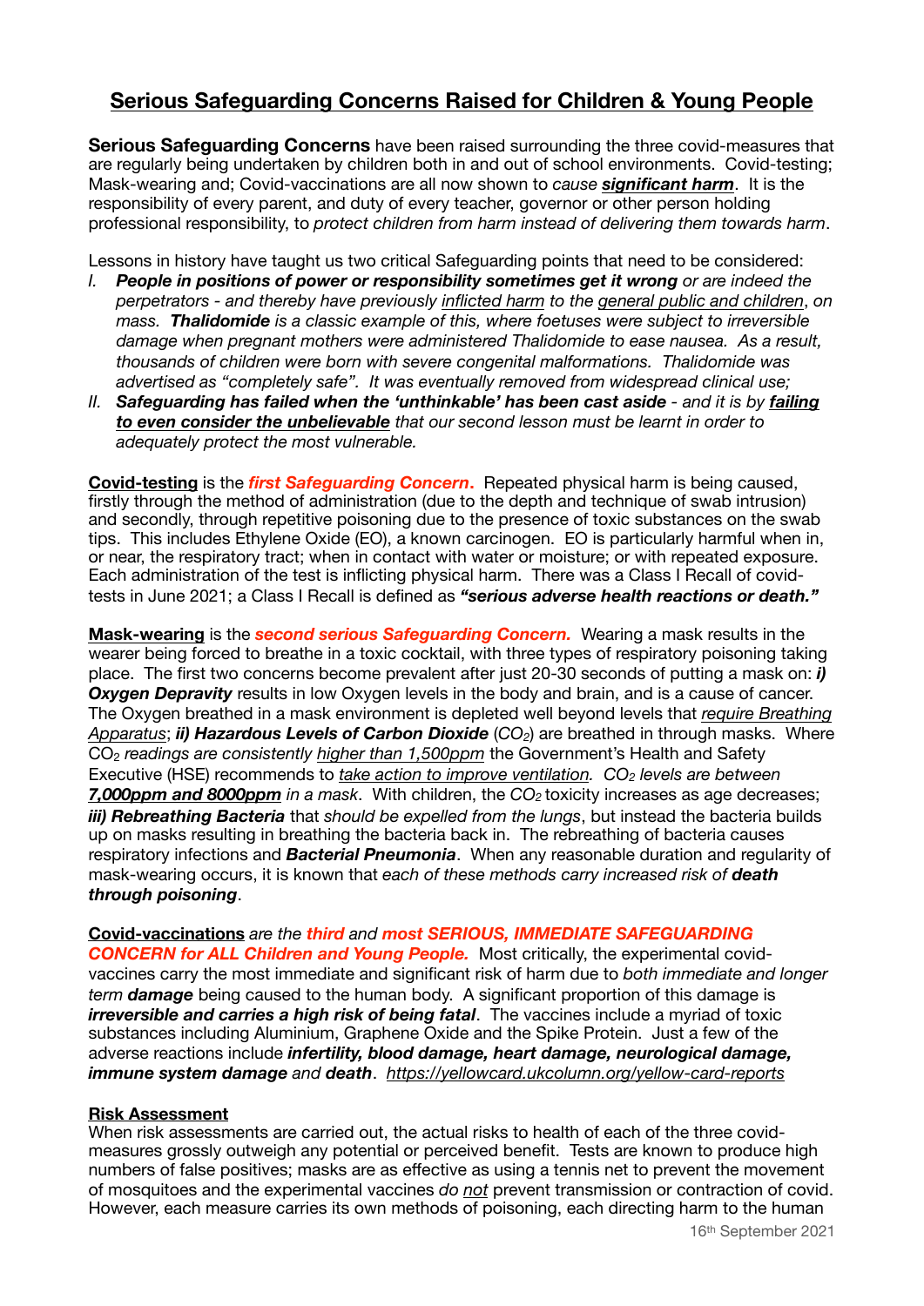# Serious Safeguarding Concerns Raised for Children & Young People

**Serious Safeguarding Concerns** have been raised surrounding the three covid-measures that are regularly being undertaken by children both in and out of school environments. Covid-testing; Mask-wearing and; Covid-vaccinations are all now shown to *cause* ***significant harm***. It is the responsibility of every parent, and duty of every teacher, governor or other person holding professional responsibility, to *protect children from harm instead of delivering them towards harm*.

Lessons in history have taught us two critical Safeguarding points that need to be considered:

I. ***People in positions of power or responsibility sometimes get it wrong*** *or are indeed the perpetrators - and thereby have previously inflicted harm to the general public and children, on mass.* ***Thalidomide*** *is a classic example of this, where foetuses were subject to irreversible damage when pregnant mothers were administered Thalidomide to ease nausea. As a result, thousands of children were born with severe congenital malformations. Thalidomide was advertised as "completely safe". It was eventually removed from widespread clinical use;*

II. ***Safeguarding has failed when the 'unthinkable' has been cast aside*** *- and it is by* ***failing to even consider the unbelievable*** *that our second lesson must be learnt in order to adequately protect the most vulnerable.*

**Covid-testing** is the ***first Safeguarding Concern***. Repeated physical harm is being caused, firstly through the method of administration (due to the depth and technique of swab intrusion) and secondly, through repetitive poisoning due to the presence of toxic substances on the swab tips. This includes Ethylene Oxide (EO), a known carcinogen. EO is particularly harmful when in, or near, the respiratory tract; when in contact with water or moisture; or with repeated exposure. Each administration of the test is inflicting physical harm. There was a Class I Recall of covid-tests in June 2021; a Class I Recall is defined as ***"serious adverse health reactions or death."***

**Mask-wearing** is the ***second serious Safeguarding Concern.*** Wearing a mask results in the wearer being forced to breathe in a toxic cocktail, with three types of respiratory poisoning taking place. The first two concerns become prevalent after just 20-30 seconds of putting a mask on: ***i) Oxygen Depravity*** results in low Oxygen levels in the body and brain, and is a cause of cancer. The Oxygen breathed in a mask environment is depleted well beyond levels that *require Breathing Apparatus*; ***ii) Hazardous Levels of Carbon Dioxide*** ($CO_2$) are breathed in through masks. Where $CO_2$ *readings are consistently higher than 1,500ppm* the Government's Health and Safety Executive (HSE) recommends to *take action to improve ventilation. $CO_2$ levels are between* ***7,000ppm and 8000ppm*** *in a mask*. With children, the $CO_2$ toxicity increases as age decreases; ***iii) Rebreathing Bacteria*** that *should be expelled from the lungs*, but instead the bacteria builds up on masks resulting in breathing the bacteria back in. The rebreathing of bacteria causes respiratory infections and ***Bacterial Pneumonia***. When any reasonable duration and regularity of mask-wearing occurs, it is known that *each of these methods carry increased risk of* ***death through poisoning***.

**Covid-vaccinations** *are the* ***third*** *and* ***most SERIOUS, IMMEDIATE SAFEGUARDING CONCERN for ALL Children and Young People.*** Most critically, the experimental covid-vaccines carry the most immediate and significant risk of harm due to *both immediate and longer term* ***damage*** being caused to the human body. A significant proportion of this damage is ***irreversible and carries a high risk of being fatal***. The vaccines include a myriad of toxic substances including Aluminium, Graphene Oxide and the Spike Protein. Just a few of the adverse reactions include ***infertility, blood damage, heart damage, neurological damage, immune system damage*** *and* ***death***. *https://yellowcard.ukcolumn.org/yellow-card-reports*

**Risk Assessment**

When risk assessments are carried out, the actual risks to health of each of the three covid-measures grossly outweigh any potential or perceived benefit. Tests are known to produce high numbers of false positives; masks are as effective as using a tennis net to prevent the movement of mosquitoes and the experimental vaccines *do not* prevent transmission or contraction of covid. However, each measure carries its own methods of poisoning, each directing harm to the human

16th September 2021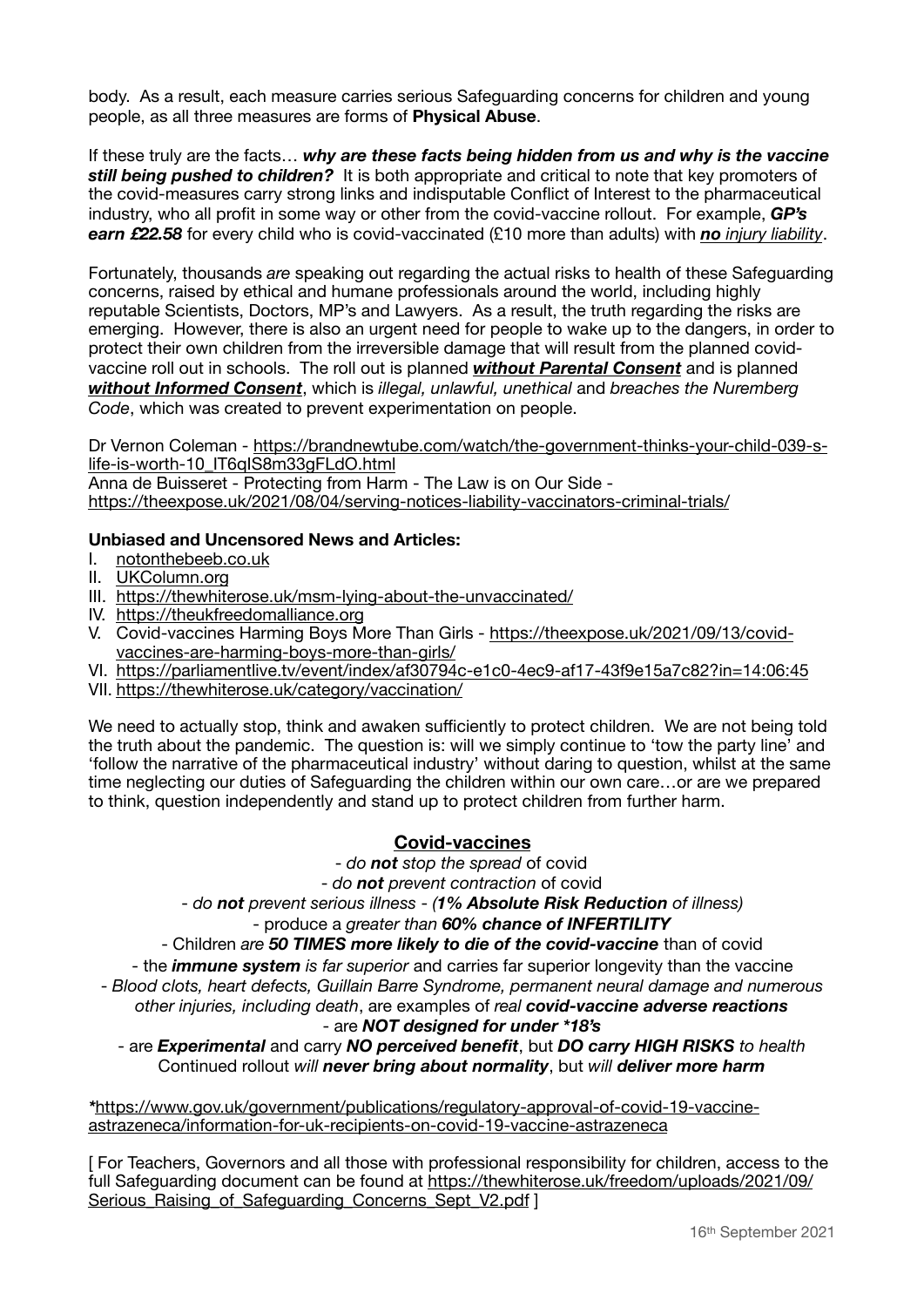body. As a result, each measure carries serious Safeguarding concerns for children and young people, as all three measures are forms of **Physical Abuse**.

If these truly are the facts… ***why are these facts being hidden from us and why is the vaccine still being pushed to children?*** It is both appropriate and critical to note that key promoters of the covid-measures carry strong links and indisputable Conflict of Interest to the pharmaceutical industry, who all profit in some way or other from the covid-vaccine rollout. For example, ***GP's earn £22.58*** for every child who is covid-vaccinated (£10 more than adults) with ***no*** *injury liability*.

Fortunately, thousands *are* speaking out regarding the actual risks to health of these Safeguarding concerns, raised by ethical and humane professionals around the world, including highly reputable Scientists, Doctors, MP's and Lawyers. As a result, the truth regarding the risks are emerging. However, there is also an urgent need for people to wake up to the dangers, in order to protect their own children from the irreversible damage that will result from the planned covid-vaccine roll out in schools. The roll out is planned ***without Parental Consent*** and is planned ***without Informed Consent***, which is *illegal, unlawful, unethical* and *breaches the Nuremberg Code*, which was created to prevent experimentation on people.

Dr Vernon Coleman - https://brandnewtube.com/watch/the-government-thinks-your-child-039-s-life-is-worth-10_IT6qIS8m33gFLdO.html
Anna de Buisseret - Protecting from Harm - The Law is on Our Side - https://theexpose.uk/2021/08/04/serving-notices-liability-vaccinators-criminal-trials/

**Unbiased and Uncensored News and Articles:**

I. notonthebeeb.co.uk
II. UKColumn.org
III. https://thewhiterose.uk/msm-lying-about-the-unvaccinated/
IV. https://theukfreedomalliance.org
V. Covid-vaccines Harming Boys More Than Girls - https://theexpose.uk/2021/09/13/covid-vaccines-are-harming-boys-more-than-girls/
VI. https://parliamentlive.tv/event/index/af30794c-e1c0-4ec9-af17-43f9e15a7c82?in=14:06:45
VII. https://thewhiterose.uk/category/vaccination/

We need to actually stop, think and awaken sufficiently to protect children. We are not being told the truth about the pandemic. The question is: will we simply continue to 'tow the party line' and 'follow the narrative of the pharmaceutical industry' without daring to question, whilst at the same time neglecting our duties of Safeguarding the children within our own care…or are we prepared to think, question independently and stand up to protect children from further harm.

## Covid-vaccines

- *do **not** stop the spread* of covid
- *do **not** prevent contraction* of covid
- *do **not** prevent serious illness - (**1% Absolute Risk Reduction** of illness)*
- produce a *greater than **60% chance of INFERTILITY***
- Children *are **50 TIMES more likely to die of the covid-vaccine*** than of covid
- the ***immune system*** *is far superior* and carries far superior longevity than the vaccine
- *Blood clots, heart defects, Guillain Barre Syndrome, permanent neural damage and numerous other injuries, including death*, are examples of *real **covid-vaccine adverse reactions***
- are ***NOT designed for under \*18's***
- are ***Experimental*** and carry ***NO perceived benefit***, but ***DO carry HIGH RISKS*** *to health*

Continued rollout *will **never bring about normality***, but *will **deliver more harm***

*https://www.gov.uk/government/publications/regulatory-approval-of-covid-19-vaccine-astrazeneca/information-for-uk-recipients-on-covid-19-vaccine-astrazeneca

[ For Teachers, Governors and all those with professional responsibility for children, access to the full Safeguarding document can be found at https://thewhiterose.uk/freedom/uploads/2021/09/Serious_Raising_of_Safeguarding_Concerns_Sept_V2.pdf ]

16th September 2021